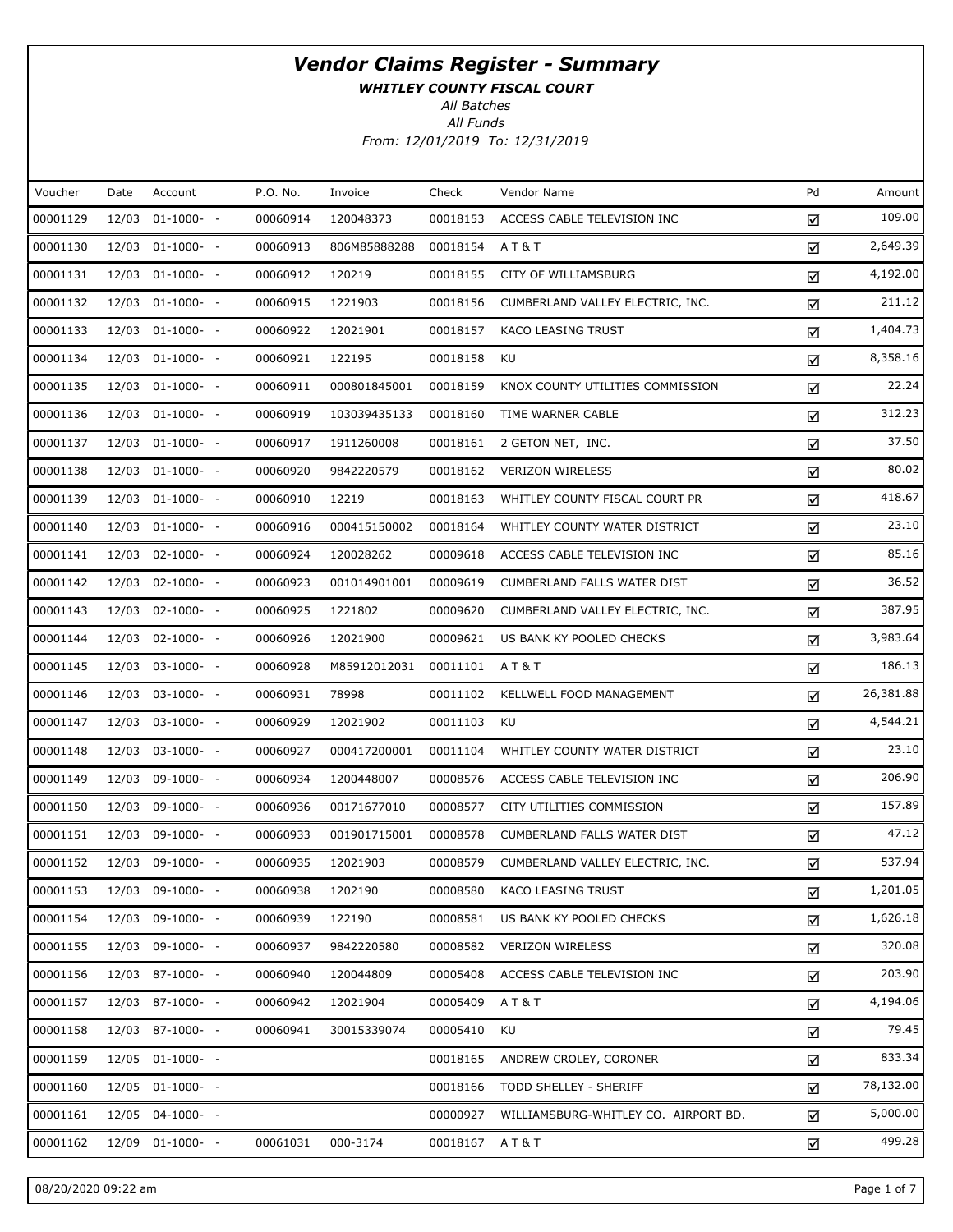# Vendor Claims Register - Summary

***WHITLEY COUNTY FISCAL COURT***

*All Batches*

*All Funds*

*From: 12/01/2019 To: 12/31/2019*

| Voucher | Date | Account | P.O. No. | Invoice | Check | Vendor Name | Pd | Amount |
|---|---|---|---|---|---|---|---|---|
| 00001129 | 12/03 | 01-1000- - | 00060914 | 120048373 | 00018153 | ACCESS CABLE TELEVISION INC | ☑ | 109.00 |
| 00001130 | 12/03 | 01-1000- - | 00060913 | 806M85888288 | 00018154 | A T & T | ☑ | 2,649.39 |
| 00001131 | 12/03 | 01-1000- - | 00060912 | 120219 | 00018155 | CITY OF WILLIAMSBURG | ☑ | 4,192.00 |
| 00001132 | 12/03 | 01-1000- - | 00060915 | 1221903 | 00018156 | CUMBERLAND VALLEY ELECTRIC, INC. | ☑ | 211.12 |
| 00001133 | 12/03 | 01-1000- - | 00060922 | 12021901 | 00018157 | KACO LEASING TRUST | ☑ | 1,404.73 |
| 00001134 | 12/03 | 01-1000- - | 00060921 | 122195 | 00018158 | KU | ☑ | 8,358.16 |
| 00001135 | 12/03 | 01-1000- - | 00060911 | 000801845001 | 00018159 | KNOX COUNTY UTILITIES COMMISSION | ☑ | 22.24 |
| 00001136 | 12/03 | 01-1000- - | 00060919 | 103039435133 | 00018160 | TIME WARNER CABLE | ☑ | 312.23 |
| 00001137 | 12/03 | 01-1000- - | 00060917 | 1911260008 | 00018161 | 2 GETON NET, INC. | ☑ | 37.50 |
| 00001138 | 12/03 | 01-1000- - | 00060920 | 9842220579 | 00018162 | VERIZON WIRELESS | ☑ | 80.02 |
| 00001139 | 12/03 | 01-1000- - | 00060910 | 12219 | 00018163 | WHITLEY COUNTY FISCAL COURT PR | ☑ | 418.67 |
| 00001140 | 12/03 | 01-1000- - | 00060916 | 000415150002 | 00018164 | WHITLEY COUNTY WATER DISTRICT | ☑ | 23.10 |
| 00001141 | 12/03 | 02-1000- - | 00060924 | 120028262 | 00009618 | ACCESS CABLE TELEVISION INC | ☑ | 85.16 |
| 00001142 | 12/03 | 02-1000- - | 00060923 | 001014901001 | 00009619 | CUMBERLAND FALLS WATER DIST | ☑ | 36.52 |
| 00001143 | 12/03 | 02-1000- - | 00060925 | 1221802 | 00009620 | CUMBERLAND VALLEY ELECTRIC, INC. | ☑ | 387.95 |
| 00001144 | 12/03 | 02-1000- - | 00060926 | 12021900 | 00009621 | US BANK KY POOLED CHECKS | ☑ | 3,983.64 |
| 00001145 | 12/03 | 03-1000- - | 00060928 | M85912012031 | 00011101 | A T & T | ☑ | 186.13 |
| 00001146 | 12/03 | 03-1000- - | 00060931 | 78998 | 00011102 | KELLWELL FOOD MANAGEMENT | ☑ | 26,381.88 |
| 00001147 | 12/03 | 03-1000- - | 00060929 | 12021902 | 00011103 | KU | ☑ | 4,544.21 |
| 00001148 | 12/03 | 03-1000- - | 00060927 | 000417200001 | 00011104 | WHITLEY COUNTY WATER DISTRICT | ☑ | 23.10 |
| 00001149 | 12/03 | 09-1000- - | 00060934 | 1200448007 | 00008576 | ACCESS CABLE TELEVISION INC | ☑ | 206.90 |
| 00001150 | 12/03 | 09-1000- - | 00060936 | 00171677010 | 00008577 | CITY UTILITIES COMMISSION | ☑ | 157.89 |
| 00001151 | 12/03 | 09-1000- - | 00060933 | 001901715001 | 00008578 | CUMBERLAND FALLS WATER DIST | ☑ | 47.12 |
| 00001152 | 12/03 | 09-1000- - | 00060935 | 12021903 | 00008579 | CUMBERLAND VALLEY ELECTRIC, INC. | ☑ | 537.94 |
| 00001153 | 12/03 | 09-1000- - | 00060938 | 1202190 | 00008580 | KACO LEASING TRUST | ☑ | 1,201.05 |
| 00001154 | 12/03 | 09-1000- - | 00060939 | 122190 | 00008581 | US BANK KY POOLED CHECKS | ☑ | 1,626.18 |
| 00001155 | 12/03 | 09-1000- - | 00060937 | 9842220580 | 00008582 | VERIZON WIRELESS | ☑ | 320.08 |
| 00001156 | 12/03 | 87-1000- - | 00060940 | 120044809 | 00005408 | ACCESS CABLE TELEVISION INC | ☑ | 203.90 |
| 00001157 | 12/03 | 87-1000- - | 00060942 | 12021904 | 00005409 | A T & T | ☑ | 4,194.06 |
| 00001158 | 12/03 | 87-1000- - | 00060941 | 30015339074 | 00005410 | KU | ☑ | 79.45 |
| 00001159 | 12/05 | 01-1000- - | | | 00018165 | ANDREW CROLEY, CORONER | ☑ | 833.34 |
| 00001160 | 12/05 | 01-1000- - | | | 00018166 | TODD SHELLEY - SHERIFF | ☑ | 78,132.00 |
| 00001161 | 12/05 | 04-1000- - | | | 00000927 | WILLIAMSBURG-WHITLEY CO. AIRPORT BD. | ☑ | 5,000.00 |
| 00001162 | 12/09 | 01-1000- - | 00061031 | 000-3174 | 00018167 | A T & T | ☑ | 499.28 |

08/20/2020 09:22 am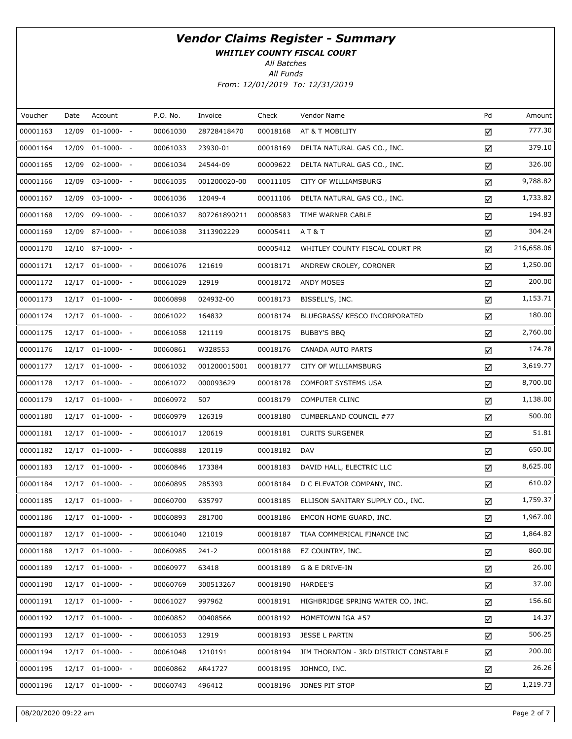# *Vendor Claims Register - Summary*

***WHITLEY COUNTY FISCAL COURT***

*All Batches*

*All Funds*

*From: 12/01/2019 To: 12/31/2019*

| Voucher | Date | Account | P.O. No. | Invoice | Check | Vendor Name | Pd | Amount |
|---|---|---|---|---|---|---|---|---|
| 00001163 | 12/09 | 01-1000- - | 00061030 | 28728418470 | 00018168 | AT & T MOBILITY | ☑ | 777.30 |
| 00001164 | 12/09 | 01-1000- - | 00061033 | 23930-01 | 00018169 | DELTA NATURAL GAS CO., INC. | ☑ | 379.10 |
| 00001165 | 12/09 | 02-1000- - | 00061034 | 24544-09 | 00009622 | DELTA NATURAL GAS CO., INC. | ☑ | 326.00 |
| 00001166 | 12/09 | 03-1000- - | 00061035 | 001200020-00 | 00011105 | CITY OF WILLIAMSBURG | ☑ | 9,788.82 |
| 00001167 | 12/09 | 03-1000- - | 00061036 | 12049-4 | 00011106 | DELTA NATURAL GAS CO., INC. | ☑ | 1,733.82 |
| 00001168 | 12/09 | 09-1000- - | 00061037 | 807261890211 | 00008583 | TIME WARNER CABLE | ☑ | 194.83 |
| 00001169 | 12/09 | 87-1000- - | 00061038 | 3113902229 | 00005411 | A T & T | ☑ | 304.24 |
| 00001170 | 12/10 | 87-1000- - | | | 00005412 | WHITLEY COUNTY FISCAL COURT PR | ☑ | 216,658.06 |
| 00001171 | 12/17 | 01-1000- - | 00061076 | 121619 | 00018171 | ANDREW CROLEY, CORONER | ☑ | 1,250.00 |
| 00001172 | 12/17 | 01-1000- - | 00061029 | 12919 | 00018172 | ANDY MOSES | ☑ | 200.00 |
| 00001173 | 12/17 | 01-1000- - | 00060898 | 024932-00 | 00018173 | BISSELL'S, INC. | ☑ | 1,153.71 |
| 00001174 | 12/17 | 01-1000- - | 00061022 | 164832 | 00018174 | BLUEGRASS/ KESCO INCORPORATED | ☑ | 180.00 |
| 00001175 | 12/17 | 01-1000- - | 00061058 | 121119 | 00018175 | BUBBY'S BBQ | ☑ | 2,760.00 |
| 00001176 | 12/17 | 01-1000- - | 00060861 | W328553 | 00018176 | CANADA AUTO PARTS | ☑ | 174.78 |
| 00001177 | 12/17 | 01-1000- - | 00061032 | 001200015001 | 00018177 | CITY OF WILLIAMSBURG | ☑ | 3,619.77 |
| 00001178 | 12/17 | 01-1000- - | 00061072 | 000093629 | 00018178 | COMFORT SYSTEMS USA | ☑ | 8,700.00 |
| 00001179 | 12/17 | 01-1000- - | 00060972 | 507 | 00018179 | COMPUTER CLINC | ☑ | 1,138.00 |
| 00001180 | 12/17 | 01-1000- - | 00060979 | 126319 | 00018180 | CUMBERLAND COUNCIL #77 | ☑ | 500.00 |
| 00001181 | 12/17 | 01-1000- - | 00061017 | 120619 | 00018181 | CURITS SURGENER | ☑ | 51.81 |
| 00001182 | 12/17 | 01-1000- - | 00060888 | 120119 | 00018182 | DAV | ☑ | 650.00 |
| 00001183 | 12/17 | 01-1000- - | 00060846 | 173384 | 00018183 | DAVID HALL, ELECTRIC LLC | ☑ | 8,625.00 |
| 00001184 | 12/17 | 01-1000- - | 00060895 | 285393 | 00018184 | D C ELEVATOR COMPANY, INC. | ☑ | 610.02 |
| 00001185 | 12/17 | 01-1000- - | 00060700 | 635797 | 00018185 | ELLISON SANITARY SUPPLY CO., INC. | ☑ | 1,759.37 |
| 00001186 | 12/17 | 01-1000- - | 00060893 | 281700 | 00018186 | EMCON HOME GUARD, INC. | ☑ | 1,967.00 |
| 00001187 | 12/17 | 01-1000- - | 00061040 | 121019 | 00018187 | TIAA COMMERICAL FINANCE INC | ☑ | 1,864.82 |
| 00001188 | 12/17 | 01-1000- - | 00060985 | 241-2 | 00018188 | EZ COUNTRY, INC. | ☑ | 860.00 |
| 00001189 | 12/17 | 01-1000- - | 00060977 | 63418 | 00018189 | G & E DRIVE-IN | ☑ | 26.00 |
| 00001190 | 12/17 | 01-1000- - | 00060769 | 300513267 | 00018190 | HARDEE'S | ☑ | 37.00 |
| 00001191 | 12/17 | 01-1000- - | 00061027 | 997962 | 00018191 | HIGHBRIDGE SPRING WATER CO, INC. | ☑ | 156.60 |
| 00001192 | 12/17 | 01-1000- - | 00060852 | 00408566 | 00018192 | HOMETOWN IGA #57 | ☑ | 14.37 |
| 00001193 | 12/17 | 01-1000- - | 00061053 | 12919 | 00018193 | JESSE L PARTIN | ☑ | 506.25 |
| 00001194 | 12/17 | 01-1000- - | 00061048 | 1210191 | 00018194 | JIM THORNTON - 3RD DISTRICT CONSTABLE | ☑ | 200.00 |
| 00001195 | 12/17 | 01-1000- - | 00060862 | AR41727 | 00018195 | JOHNCO, INC. | ☑ | 26.26 |
| 00001196 | 12/17 | 01-1000- - | 00060743 | 496412 | 00018196 | JONES PIT STOP | ☑ | 1,219.73 |

08/20/2020 09:22 am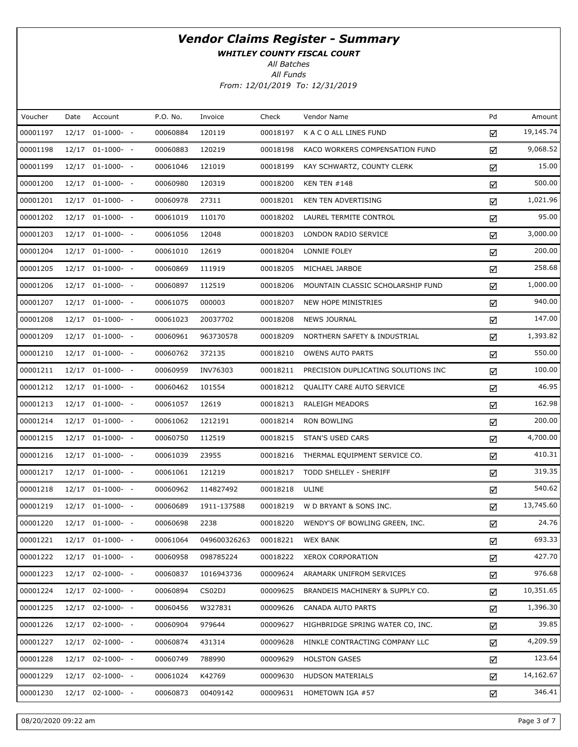# Vendor Claims Register - Summary

***WHITLEY COUNTY FISCAL COURT***

*All Batches*

*All Funds*

*From: 12/01/2019 To: 12/31/2019*

| Voucher | Date | Account | P.O. No. | Invoice | Check | Vendor Name | Pd | Amount |
|---|---|---|---|---|---|---|---|---|
| 00001197 | 12/17 | 01-1000- - | 00060884 | 120119 | 00018197 | K A C O ALL LINES FUND | ☑ | 19,145.74 |
| 00001198 | 12/17 | 01-1000- - | 00060883 | 120219 | 00018198 | KACO WORKERS COMPENSATION FUND | ☑ | 9,068.52 |
| 00001199 | 12/17 | 01-1000- - | 00061046 | 121019 | 00018199 | KAY SCHWARTZ, COUNTY CLERK | ☑ | 15.00 |
| 00001200 | 12/17 | 01-1000- - | 00060980 | 120319 | 00018200 | KEN TEN #148 | ☑ | 500.00 |
| 00001201 | 12/17 | 01-1000- - | 00060978 | 27311 | 00018201 | KEN TEN ADVERTISING | ☑ | 1,021.96 |
| 00001202 | 12/17 | 01-1000- - | 00061019 | 110170 | 00018202 | LAUREL TERMITE CONTROL | ☑ | 95.00 |
| 00001203 | 12/17 | 01-1000- - | 00061056 | 12048 | 00018203 | LONDON RADIO SERVICE | ☑ | 3,000.00 |
| 00001204 | 12/17 | 01-1000- - | 00061010 | 12619 | 00018204 | LONNIE FOLEY | ☑ | 200.00 |
| 00001205 | 12/17 | 01-1000- - | 00060869 | 111919 | 00018205 | MICHAEL JARBOE | ☑ | 258.68 |
| 00001206 | 12/17 | 01-1000- - | 00060897 | 112519 | 00018206 | MOUNTAIN CLASSIC SCHOLARSHIP FUND | ☑ | 1,000.00 |
| 00001207 | 12/17 | 01-1000- - | 00061075 | 000003 | 00018207 | NEW HOPE MINISTRIES | ☑ | 940.00 |
| 00001208 | 12/17 | 01-1000- - | 00061023 | 20037702 | 00018208 | NEWS JOURNAL | ☑ | 147.00 |
| 00001209 | 12/17 | 01-1000- - | 00060961 | 963730578 | 00018209 | NORTHERN SAFETY & INDUSTRIAL | ☑ | 1,393.82 |
| 00001210 | 12/17 | 01-1000- - | 00060762 | 372135 | 00018210 | OWENS AUTO PARTS | ☑ | 550.00 |
| 00001211 | 12/17 | 01-1000- - | 00060959 | INV76303 | 00018211 | PRECISION DUPLICATING SOLUTIONS INC | ☑ | 100.00 |
| 00001212 | 12/17 | 01-1000- - | 00060462 | 101554 | 00018212 | QUALITY CARE AUTO SERVICE | ☑ | 46.95 |
| 00001213 | 12/17 | 01-1000- - | 00061057 | 12619 | 00018213 | RALEIGH MEADORS | ☑ | 162.98 |
| 00001214 | 12/17 | 01-1000- - | 00061062 | 1212191 | 00018214 | RON BOWLING | ☑ | 200.00 |
| 00001215 | 12/17 | 01-1000- - | 00060750 | 112519 | 00018215 | STAN'S USED CARS | ☑ | 4,700.00 |
| 00001216 | 12/17 | 01-1000- - | 00061039 | 23955 | 00018216 | THERMAL EQUIPMENT SERVICE CO. | ☑ | 410.31 |
| 00001217 | 12/17 | 01-1000- - | 00061061 | 121219 | 00018217 | TODD SHELLEY - SHERIFF | ☑ | 319.35 |
| 00001218 | 12/17 | 01-1000- - | 00060962 | 114827492 | 00018218 | ULINE | ☑ | 540.62 |
| 00001219 | 12/17 | 01-1000- - | 00060689 | 1911-137588 | 00018219 | W D BRYANT & SONS INC. | ☑ | 13,745.60 |
| 00001220 | 12/17 | 01-1000- - | 00060698 | 2238 | 00018220 | WENDY'S OF BOWLING GREEN, INC. | ☑ | 24.76 |
| 00001221 | 12/17 | 01-1000- - | 00061064 | 049600326263 | 00018221 | WEX BANK | ☑ | 693.33 |
| 00001222 | 12/17 | 01-1000- - | 00060958 | 098785224 | 00018222 | XEROX CORPORATION | ☑ | 427.70 |
| 00001223 | 12/17 | 02-1000- - | 00060837 | 1016943736 | 00009624 | ARAMARK UNIFROM SERVICES | ☑ | 976.68 |
| 00001224 | 12/17 | 02-1000- - | 00060894 | CS02DJ | 00009625 | BRANDEIS MACHINERY & SUPPLY CO. | ☑ | 10,351.65 |
| 00001225 | 12/17 | 02-1000- - | 00060456 | W327831 | 00009626 | CANADA AUTO PARTS | ☑ | 1,396.30 |
| 00001226 | 12/17 | 02-1000- - | 00060904 | 979644 | 00009627 | HIGHBRIDGE SPRING WATER CO, INC. | ☑ | 39.85 |
| 00001227 | 12/17 | 02-1000- - | 00060874 | 431314 | 00009628 | HINKLE CONTRACTING COMPANY LLC | ☑ | 4,209.59 |
| 00001228 | 12/17 | 02-1000- - | 00060749 | 788990 | 00009629 | HOLSTON GASES | ☑ | 123.64 |
| 00001229 | 12/17 | 02-1000- - | 00061024 | K42769 | 00009630 | HUDSON MATERIALS | ☑ | 14,162.67 |
| 00001230 | 12/17 | 02-1000- - | 00060873 | 00409142 | 00009631 | HOMETOWN IGA #57 | ☑ | 346.41 |

08/20/2020 09:22 am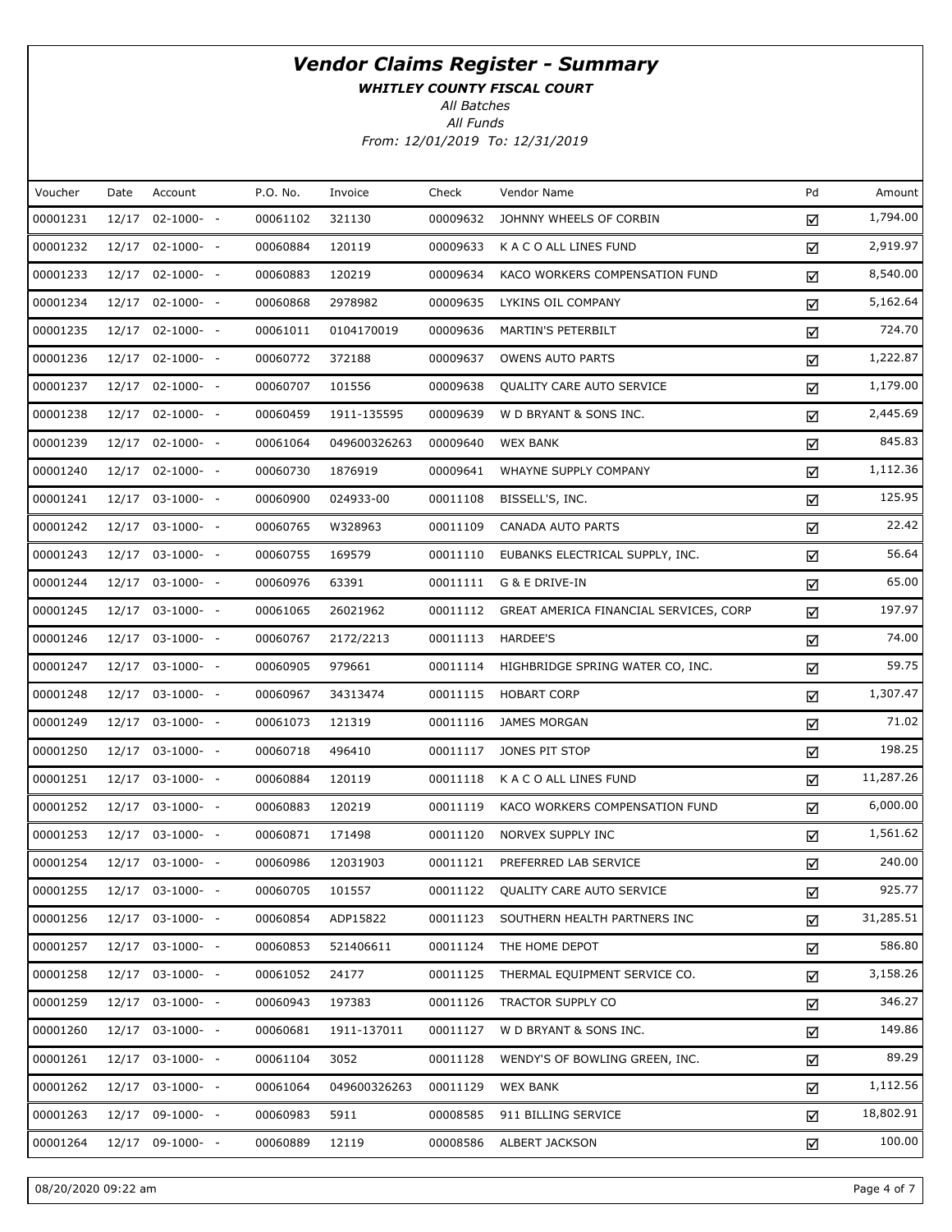# *Vendor Claims Register - Summary*

***WHITLEY COUNTY FISCAL COURT***

*All Batches*

*All Funds*

*From: 12/01/2019 To: 12/31/2019*

| Voucher | Date | Account | P.O. No. | Invoice | Check | Vendor Name | Pd | Amount |
|---|---|---|---|---|---|---|---|---|
| 00001231 | 12/17 | 02-1000- - | 00061102 | 321130 | 00009632 | JOHNNY WHEELS OF CORBIN | ☑ | 1,794.00 |
| 00001232 | 12/17 | 02-1000- - | 00060884 | 120119 | 00009633 | K A C O ALL LINES FUND | ☑ | 2,919.97 |
| 00001233 | 12/17 | 02-1000- - | 00060883 | 120219 | 00009634 | KACO WORKERS COMPENSATION FUND | ☑ | 8,540.00 |
| 00001234 | 12/17 | 02-1000- - | 00060868 | 2978982 | 00009635 | LYKINS OIL COMPANY | ☑ | 5,162.64 |
| 00001235 | 12/17 | 02-1000- - | 00061011 | 0104170019 | 00009636 | MARTIN'S PETERBILT | ☑ | 724.70 |
| 00001236 | 12/17 | 02-1000- - | 00060772 | 372188 | 00009637 | OWENS AUTO PARTS | ☑ | 1,222.87 |
| 00001237 | 12/17 | 02-1000- - | 00060707 | 101556 | 00009638 | QUALITY CARE AUTO SERVICE | ☑ | 1,179.00 |
| 00001238 | 12/17 | 02-1000- - | 00060459 | 1911-135595 | 00009639 | W D BRYANT & SONS INC. | ☑ | 2,445.69 |
| 00001239 | 12/17 | 02-1000- - | 00061064 | 049600326263 | 00009640 | WEX BANK | ☑ | 845.83 |
| 00001240 | 12/17 | 02-1000- - | 00060730 | 1876919 | 00009641 | WHAYNE SUPPLY COMPANY | ☑ | 1,112.36 |
| 00001241 | 12/17 | 03-1000- - | 00060900 | 024933-00 | 00011108 | BISSELL'S, INC. | ☑ | 125.95 |
| 00001242 | 12/17 | 03-1000- - | 00060765 | W328963 | 00011109 | CANADA AUTO PARTS | ☑ | 22.42 |
| 00001243 | 12/17 | 03-1000- - | 00060755 | 169579 | 00011110 | EUBANKS ELECTRICAL SUPPLY, INC. | ☑ | 56.64 |
| 00001244 | 12/17 | 03-1000- - | 00060976 | 63391 | 00011111 | G & E DRIVE-IN | ☑ | 65.00 |
| 00001245 | 12/17 | 03-1000- - | 00061065 | 26021962 | 00011112 | GREAT AMERICA FINANCIAL SERVICES, CORP | ☑ | 197.97 |
| 00001246 | 12/17 | 03-1000- - | 00060767 | 2172/2213 | 00011113 | HARDEE'S | ☑ | 74.00 |
| 00001247 | 12/17 | 03-1000- - | 00060905 | 979661 | 00011114 | HIGHBRIDGE SPRING WATER CO, INC. | ☑ | 59.75 |
| 00001248 | 12/17 | 03-1000- - | 00060967 | 34313474 | 00011115 | HOBART CORP | ☑ | 1,307.47 |
| 00001249 | 12/17 | 03-1000- - | 00061073 | 121319 | 00011116 | JAMES MORGAN | ☑ | 71.02 |
| 00001250 | 12/17 | 03-1000- - | 00060718 | 496410 | 00011117 | JONES PIT STOP | ☑ | 198.25 |
| 00001251 | 12/17 | 03-1000- - | 00060884 | 120119 | 00011118 | K A C O ALL LINES FUND | ☑ | 11,287.26 |
| 00001252 | 12/17 | 03-1000- - | 00060883 | 120219 | 00011119 | KACO WORKERS COMPENSATION FUND | ☑ | 6,000.00 |
| 00001253 | 12/17 | 03-1000- - | 00060871 | 171498 | 00011120 | NORVEX SUPPLY INC | ☑ | 1,561.62 |
| 00001254 | 12/17 | 03-1000- - | 00060986 | 12031903 | 00011121 | PREFERRED LAB SERVICE | ☑ | 240.00 |
| 00001255 | 12/17 | 03-1000- - | 00060705 | 101557 | 00011122 | QUALITY CARE AUTO SERVICE | ☑ | 925.77 |
| 00001256 | 12/17 | 03-1000- - | 00060854 | ADP15822 | 00011123 | SOUTHERN HEALTH PARTNERS INC | ☑ | 31,285.51 |
| 00001257 | 12/17 | 03-1000- - | 00060853 | 521406611 | 00011124 | THE HOME DEPOT | ☑ | 586.80 |
| 00001258 | 12/17 | 03-1000- - | 00061052 | 24177 | 00011125 | THERMAL EQUIPMENT SERVICE CO. | ☑ | 3,158.26 |
| 00001259 | 12/17 | 03-1000- - | 00060943 | 197383 | 00011126 | TRACTOR SUPPLY CO | ☑ | 346.27 |
| 00001260 | 12/17 | 03-1000- - | 00060681 | 1911-137011 | 00011127 | W D BRYANT & SONS INC. | ☑ | 149.86 |
| 00001261 | 12/17 | 03-1000- - | 00061104 | 3052 | 00011128 | WENDY'S OF BOWLING GREEN, INC. | ☑ | 89.29 |
| 00001262 | 12/17 | 03-1000- - | 00061064 | 049600326263 | 00011129 | WEX BANK | ☑ | 1,112.56 |
| 00001263 | 12/17 | 09-1000- - | 00060983 | 5911 | 00008585 | 911 BILLING SERVICE | ☑ | 18,802.91 |
| 00001264 | 12/17 | 09-1000- - | 00060889 | 12119 | 00008586 | ALBERT JACKSON | ☑ | 100.00 |

08/20/2020 09:22 am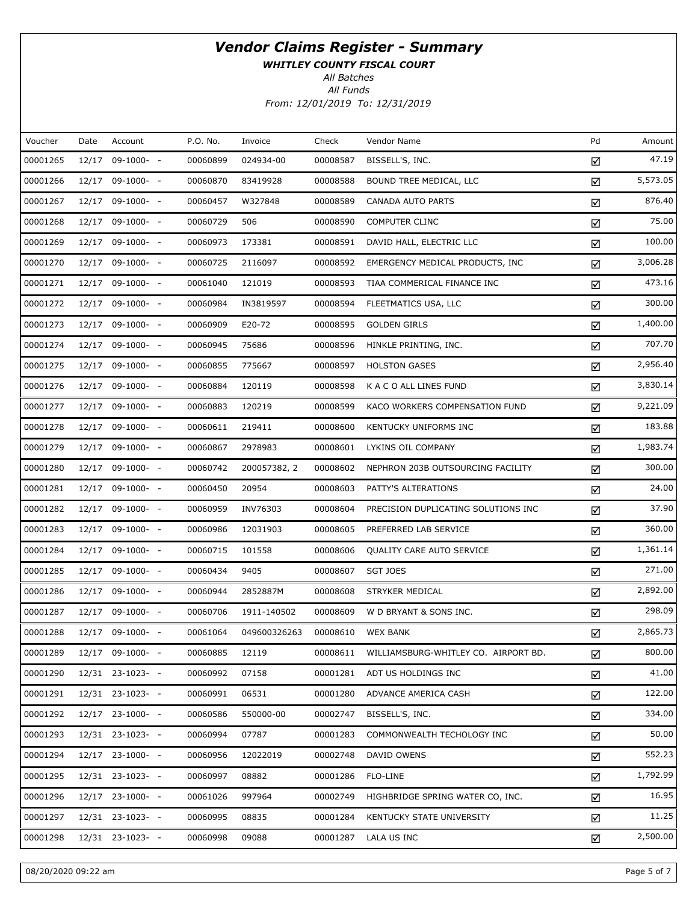# *Vendor Claims Register - Summary*

***WHITLEY COUNTY FISCAL COURT***

*All Batches*

*All Funds*

*From: 12/01/2019 To: 12/31/2019*

| Voucher | Date | Account | P.O. No. | Invoice | Check | Vendor Name | Pd | Amount |
|---|---|---|---|---|---|---|---|---|
| 00001265 | 12/17 | 09-1000- - | 00060899 | 024934-00 | 00008587 | BISSELL'S, INC. | ☑ | 47.19 |
| 00001266 | 12/17 | 09-1000- - | 00060870 | 83419928 | 00008588 | BOUND TREE MEDICAL, LLC | ☑ | 5,573.05 |
| 00001267 | 12/17 | 09-1000- - | 00060457 | W327848 | 00008589 | CANADA AUTO PARTS | ☑ | 876.40 |
| 00001268 | 12/17 | 09-1000- - | 00060729 | 506 | 00008590 | COMPUTER CLINC | ☑ | 75.00 |
| 00001269 | 12/17 | 09-1000- - | 00060973 | 173381 | 00008591 | DAVID HALL, ELECTRIC LLC | ☑ | 100.00 |
| 00001270 | 12/17 | 09-1000- - | 00060725 | 2116097 | 00008592 | EMERGENCY MEDICAL PRODUCTS, INC | ☑ | 3,006.28 |
| 00001271 | 12/17 | 09-1000- - | 00061040 | 121019 | 00008593 | TIAA COMMERICAL FINANCE INC | ☑ | 473.16 |
| 00001272 | 12/17 | 09-1000- - | 00060984 | IN3819597 | 00008594 | FLEETMATICS USA, LLC | ☑ | 300.00 |
| 00001273 | 12/17 | 09-1000- - | 00060909 | E20-72 | 00008595 | GOLDEN GIRLS | ☑ | 1,400.00 |
| 00001274 | 12/17 | 09-1000- - | 00060945 | 75686 | 00008596 | HINKLE PRINTING, INC. | ☑ | 707.70 |
| 00001275 | 12/17 | 09-1000- - | 00060855 | 775667 | 00008597 | HOLSTON GASES | ☑ | 2,956.40 |
| 00001276 | 12/17 | 09-1000- - | 00060884 | 120119 | 00008598 | K A C O ALL LINES FUND | ☑ | 3,830.14 |
| 00001277 | 12/17 | 09-1000- - | 00060883 | 120219 | 00008599 | KACO WORKERS COMPENSATION FUND | ☑ | 9,221.09 |
| 00001278 | 12/17 | 09-1000- - | 00060611 | 219411 | 00008600 | KENTUCKY UNIFORMS INC | ☑ | 183.88 |
| 00001279 | 12/17 | 09-1000- - | 00060867 | 2978983 | 00008601 | LYKINS OIL COMPANY | ☑ | 1,983.74 |
| 00001280 | 12/17 | 09-1000- - | 00060742 | 200057382, 2 | 00008602 | NEPHRON 203B OUTSOURCING FACILITY | ☑ | 300.00 |
| 00001281 | 12/17 | 09-1000- - | 00060450 | 20954 | 00008603 | PATTY'S ALTERATIONS | ☑ | 24.00 |
| 00001282 | 12/17 | 09-1000- - | 00060959 | INV76303 | 00008604 | PRECISION DUPLICATING SOLUTIONS INC | ☑ | 37.90 |
| 00001283 | 12/17 | 09-1000- - | 00060986 | 12031903 | 00008605 | PREFERRED LAB SERVICE | ☑ | 360.00 |
| 00001284 | 12/17 | 09-1000- - | 00060715 | 101558 | 00008606 | QUALITY CARE AUTO SERVICE | ☑ | 1,361.14 |
| 00001285 | 12/17 | 09-1000- - | 00060434 | 9405 | 00008607 | SGT JOES | ☑ | 271.00 |
| 00001286 | 12/17 | 09-1000- - | 00060944 | 2852887M | 00008608 | STRYKER MEDICAL | ☑ | 2,892.00 |
| 00001287 | 12/17 | 09-1000- - | 00060706 | 1911-140502 | 00008609 | W D BRYANT & SONS INC. | ☑ | 298.09 |
| 00001288 | 12/17 | 09-1000- - | 00061064 | 049600326263 | 00008610 | WEX BANK | ☑ | 2,865.73 |
| 00001289 | 12/17 | 09-1000- - | 00060885 | 12119 | 00008611 | WILLIAMSBURG-WHITLEY CO. AIRPORT BD. | ☑ | 800.00 |
| 00001290 | 12/31 | 23-1023- - | 00060992 | 07158 | 00001281 | ADT US HOLDINGS INC | ☑ | 41.00 |
| 00001291 | 12/31 | 23-1023- - | 00060991 | 06531 | 00001280 | ADVANCE AMERICA CASH | ☑ | 122.00 |
| 00001292 | 12/17 | 23-1000- - | 00060586 | 550000-00 | 00002747 | BISSELL'S, INC. | ☑ | 334.00 |
| 00001293 | 12/31 | 23-1023- - | 00060994 | 07787 | 00001283 | COMMONWEALTH TECHOLOGY INC | ☑ | 50.00 |
| 00001294 | 12/17 | 23-1000- - | 00060956 | 12022019 | 00002748 | DAVID OWENS | ☑ | 552.23 |
| 00001295 | 12/31 | 23-1023- - | 00060997 | 08882 | 00001286 | FLO-LINE | ☑ | 1,792.99 |
| 00001296 | 12/17 | 23-1000- - | 00061026 | 997964 | 00002749 | HIGHBRIDGE SPRING WATER CO, INC. | ☑ | 16.95 |
| 00001297 | 12/31 | 23-1023- - | 00060995 | 08835 | 00001284 | KENTUCKY STATE UNIVERSITY | ☑ | 11.25 |
| 00001298 | 12/31 | 23-1023- - | 00060998 | 09088 | 00001287 | LALA US INC | ☑ | 2,500.00 |

08/20/2020 09:22 am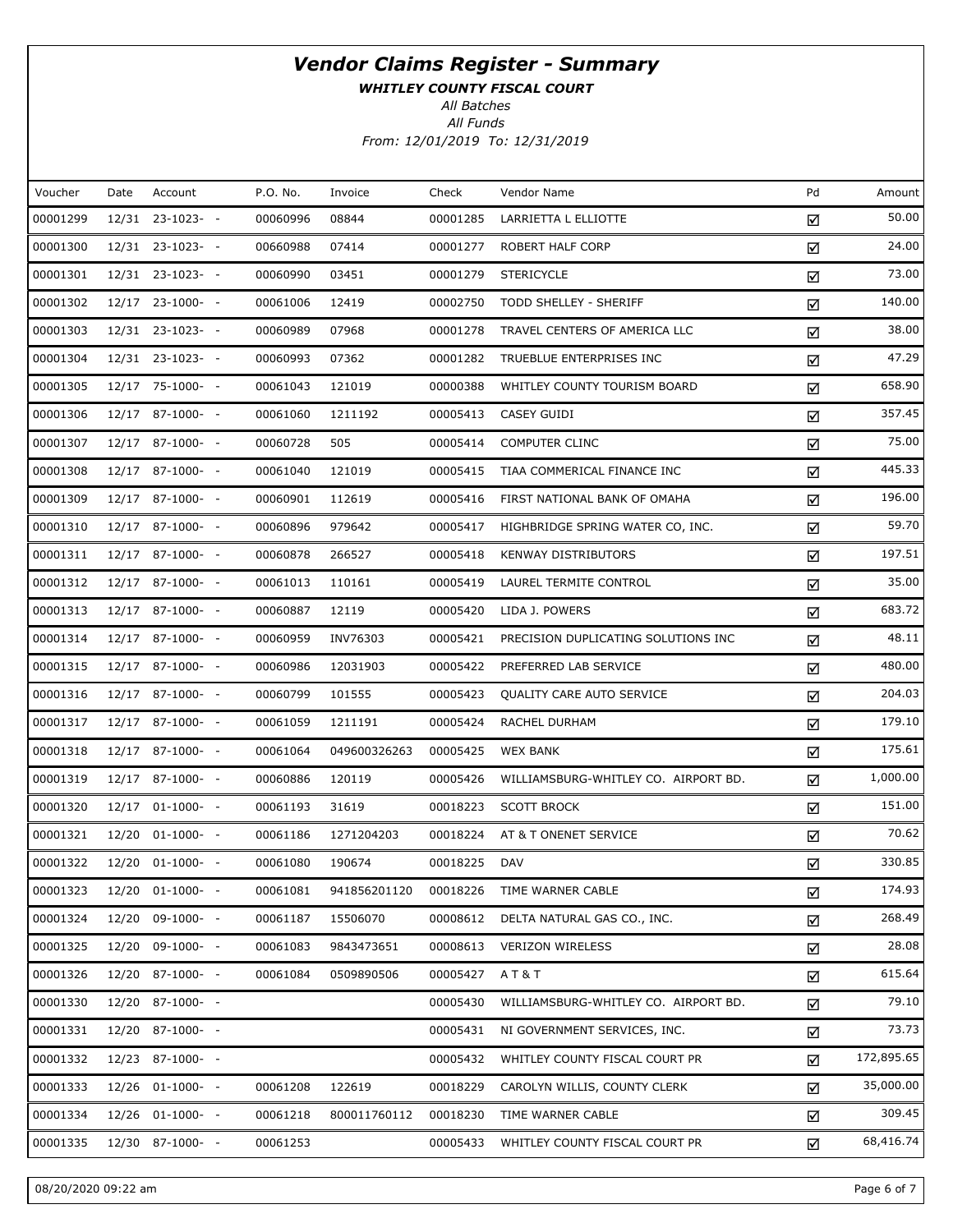# Vendor Claims Register - Summary

***WHITLEY COUNTY FISCAL COURT***

*All Batches*

*All Funds*

*From: 12/01/2019 To: 12/31/2019*

| Voucher | Date | Account | P.O. No. | Invoice | Check | Vendor Name | Pd | Amount |
|---|---|---|---|---|---|---|---|---|
| 00001299 | 12/31 | 23-1023- - | 00060996 | 08844 | 00001285 | LARRIETTA L ELLIOTTE | ☑ | 50.00 |
| 00001300 | 12/31 | 23-1023- - | 00660988 | 07414 | 00001277 | ROBERT HALF CORP | ☑ | 24.00 |
| 00001301 | 12/31 | 23-1023- - | 00060990 | 03451 | 00001279 | STERICYCLE | ☑ | 73.00 |
| 00001302 | 12/17 | 23-1000- - | 00061006 | 12419 | 00002750 | TODD SHELLEY - SHERIFF | ☑ | 140.00 |
| 00001303 | 12/31 | 23-1023- - | 00060989 | 07968 | 00001278 | TRAVEL CENTERS OF AMERICA LLC | ☑ | 38.00 |
| 00001304 | 12/31 | 23-1023- - | 00060993 | 07362 | 00001282 | TRUEBLUE ENTERPRISES INC | ☑ | 47.29 |
| 00001305 | 12/17 | 75-1000- - | 00061043 | 121019 | 00000388 | WHITLEY COUNTY TOURISM BOARD | ☑ | 658.90 |
| 00001306 | 12/17 | 87-1000- - | 00061060 | 1211192 | 00005413 | CASEY GUIDI | ☑ | 357.45 |
| 00001307 | 12/17 | 87-1000- - | 00060728 | 505 | 00005414 | COMPUTER CLINC | ☑ | 75.00 |
| 00001308 | 12/17 | 87-1000- - | 00061040 | 121019 | 00005415 | TIAA COMMERICAL FINANCE INC | ☑ | 445.33 |
| 00001309 | 12/17 | 87-1000- - | 00060901 | 112619 | 00005416 | FIRST NATIONAL BANK OF OMAHA | ☑ | 196.00 |
| 00001310 | 12/17 | 87-1000- - | 00060896 | 979642 | 00005417 | HIGHBRIDGE SPRING WATER CO, INC. | ☑ | 59.70 |
| 00001311 | 12/17 | 87-1000- - | 00060878 | 266527 | 00005418 | KENWAY DISTRIBUTORS | ☑ | 197.51 |
| 00001312 | 12/17 | 87-1000- - | 00061013 | 110161 | 00005419 | LAUREL TERMITE CONTROL | ☑ | 35.00 |
| 00001313 | 12/17 | 87-1000- - | 00060887 | 12119 | 00005420 | LIDA J. POWERS | ☑ | 683.72 |
| 00001314 | 12/17 | 87-1000- - | 00060959 | INV76303 | 00005421 | PRECISION DUPLICATING SOLUTIONS INC | ☑ | 48.11 |
| 00001315 | 12/17 | 87-1000- - | 00060986 | 12031903 | 00005422 | PREFERRED LAB SERVICE | ☑ | 480.00 |
| 00001316 | 12/17 | 87-1000- - | 00060799 | 101555 | 00005423 | QUALITY CARE AUTO SERVICE | ☑ | 204.03 |
| 00001317 | 12/17 | 87-1000- - | 00061059 | 1211191 | 00005424 | RACHEL DURHAM | ☑ | 179.10 |
| 00001318 | 12/17 | 87-1000- - | 00061064 | 049600326263 | 00005425 | WEX BANK | ☑ | 175.61 |
| 00001319 | 12/17 | 87-1000- - | 00060886 | 120119 | 00005426 | WILLIAMSBURG-WHITLEY CO. AIRPORT BD. | ☑ | 1,000.00 |
| 00001320 | 12/17 | 01-1000- - | 00061193 | 31619 | 00018223 | SCOTT BROCK | ☑ | 151.00 |
| 00001321 | 12/20 | 01-1000- - | 00061186 | 1271204203 | 00018224 | AT & T ONENET SERVICE | ☑ | 70.62 |
| 00001322 | 12/20 | 01-1000- - | 00061080 | 190674 | 00018225 | DAV | ☑ | 330.85 |
| 00001323 | 12/20 | 01-1000- - | 00061081 | 941856201120 | 00018226 | TIME WARNER CABLE | ☑ | 174.93 |
| 00001324 | 12/20 | 09-1000- - | 00061187 | 15506070 | 00008612 | DELTA NATURAL GAS CO., INC. | ☑ | 268.49 |
| 00001325 | 12/20 | 09-1000- - | 00061083 | 9843473651 | 00008613 | VERIZON WIRELESS | ☑ | 28.08 |
| 00001326 | 12/20 | 87-1000- - | 00061084 | 0509890506 | 00005427 | A T & T | ☑ | 615.64 |
| 00001330 | 12/20 | 87-1000- - | | | 00005430 | WILLIAMSBURG-WHITLEY CO. AIRPORT BD. | ☑ | 79.10 |
| 00001331 | 12/20 | 87-1000- - | | | 00005431 | NI GOVERNMENT SERVICES, INC. | ☑ | 73.73 |
| 00001332 | 12/23 | 87-1000- - | | | 00005432 | WHITLEY COUNTY FISCAL COURT PR | ☑ | 172,895.65 |
| 00001333 | 12/26 | 01-1000- - | 00061208 | 122619 | 00018229 | CAROLYN WILLIS, COUNTY CLERK | ☑ | 35,000.00 |
| 00001334 | 12/26 | 01-1000- - | 00061218 | 800011760112 | 00018230 | TIME WARNER CABLE | ☑ | 309.45 |
| 00001335 | 12/30 | 87-1000- - | 00061253 | | 00005433 | WHITLEY COUNTY FISCAL COURT PR | ☑ | 68,416.74 |

08/20/2020 09:22 am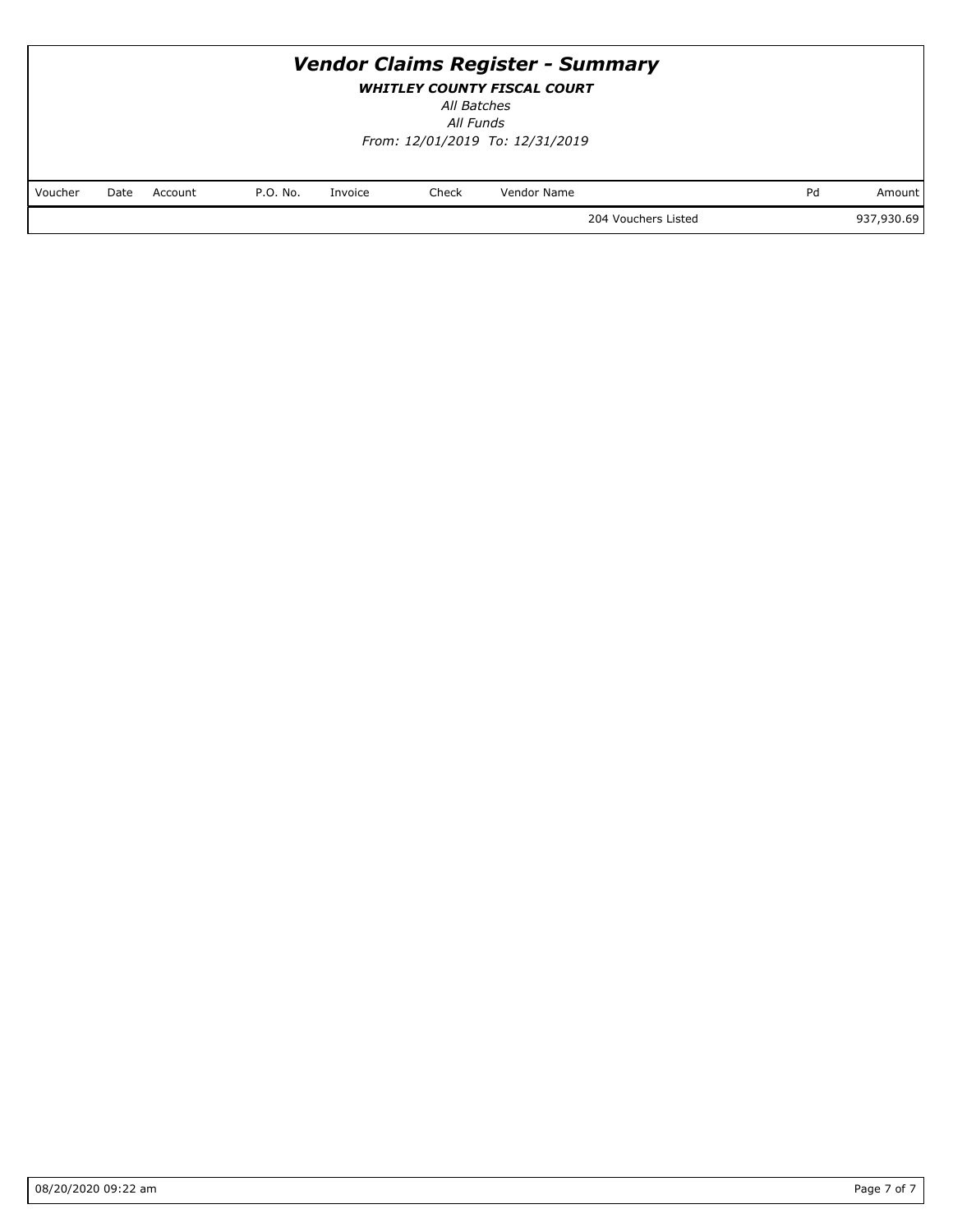# *Vendor Claims Register - Summary*

***WHITLEY COUNTY FISCAL COURT***

*All Batches*

*All Funds*

*From: 12/01/2019 To: 12/31/2019*

| Voucher | Date | Account | P.O. No. | Invoice | Check | Vendor Name | Pd | Amount |
|---|---|---|---|---|---|---|---|---|
| | | | | | | 204 Vouchers Listed | | 937,930.69 |

08/20/2020 09:22 am